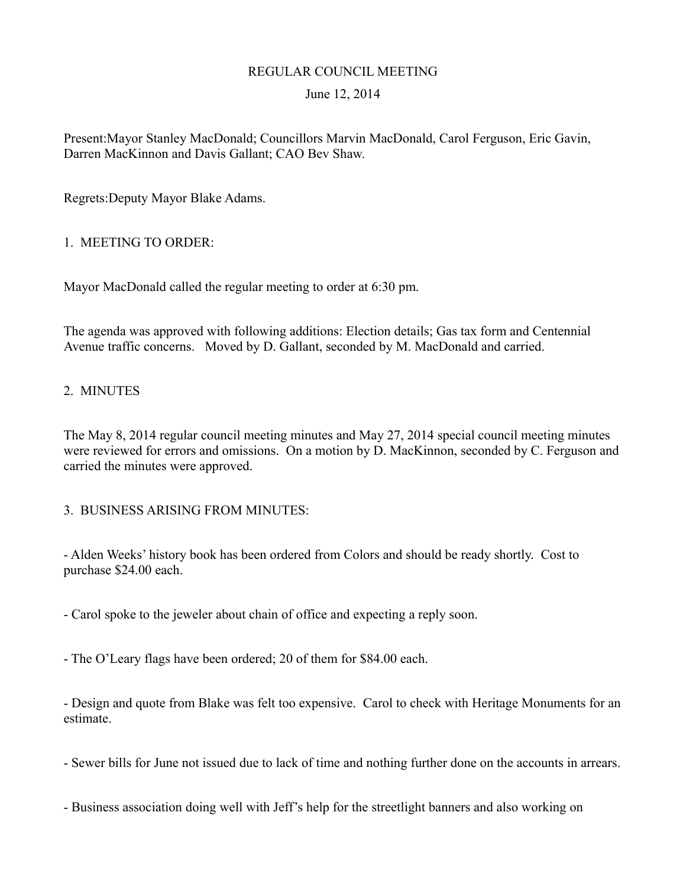# REGULAR COUNCIL MEETING

June 12, 2014

Present:Mayor Stanley MacDonald; Councillors Marvin MacDonald, Carol Ferguson, Eric Gavin, Darren MacKinnon and Davis Gallant; CAO Bev Shaw.

Regrets:Deputy Mayor Blake Adams.

## 1. MEETING TO ORDER:

Mayor MacDonald called the regular meeting to order at 6:30 pm.

The agenda was approved with following additions: Election details; Gas tax form and Centennial Avenue traffic concerns. Moved by D. Gallant, seconded by M. MacDonald and carried.

## 2. MINUTES

The May 8, 2014 regular council meeting minutes and May 27, 2014 special council meeting minutes were reviewed for errors and omissions. On a motion by D. MacKinnon, seconded by C. Ferguson and carried the minutes were approved.

## 3. BUSINESS ARISING FROM MINUTES:

- Alden Weeks' history book has been ordered from Colors and should be ready shortly. Cost to purchase $24.00 each.

- Carol spoke to the jeweler about chain of office and expecting a reply soon.

- The O'Leary flags have been ordered; 20 of them for $84.00 each.

- Design and quote from Blake was felt too expensive. Carol to check with Heritage Monuments for an estimate.

- Sewer bills for June not issued due to lack of time and nothing further done on the accounts in arrears.

- Business association doing well with Jeff's help for the streetlight banners and also working on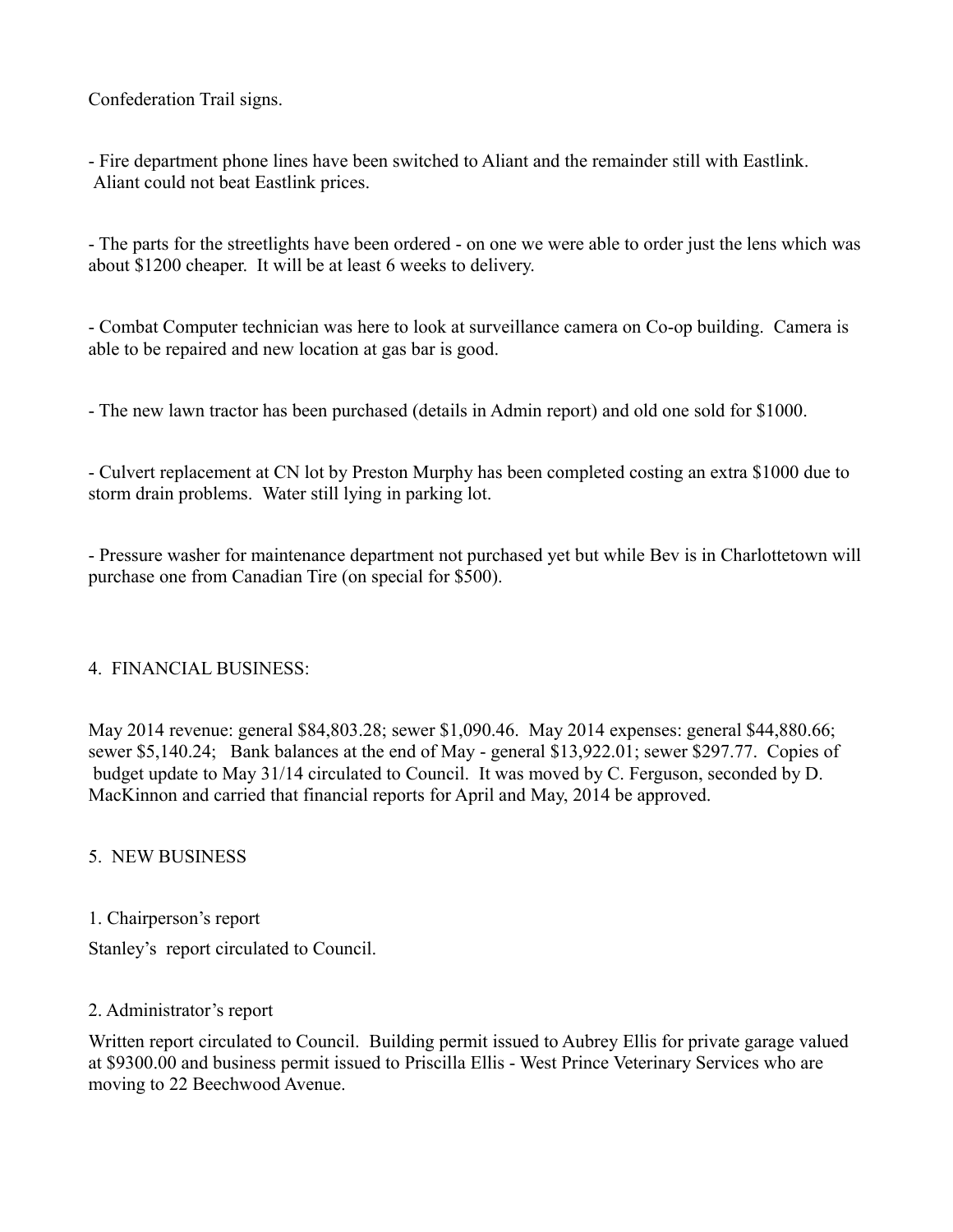Confederation Trail signs.

- Fire department phone lines have been switched to Aliant and the remainder still with Eastlink. Aliant could not beat Eastlink prices.

- The parts for the streetlights have been ordered - on one we were able to order just the lens which was about $1200 cheaper. It will be at least 6 weeks to delivery.

- Combat Computer technician was here to look at surveillance camera on Co-op building. Camera is able to be repaired and new location at gas bar is good.

- The new lawn tractor has been purchased (details in Admin report) and old one sold for $1000.

- Culvert replacement at CN lot by Preston Murphy has been completed costing an extra $1000 due to storm drain problems. Water still lying in parking lot.

- Pressure washer for maintenance department not purchased yet but while Bev is in Charlottetown will purchase one from Canadian Tire (on special for $500).

4. FINANCIAL BUSINESS:

May 2014 revenue: general $84,803.28; sewer $1,090.46. May 2014 expenses: general $44,880.66; sewer $5,140.24; Bank balances at the end of May - general $13,922.01; sewer $297.77. Copies of budget update to May 31/14 circulated to Council. It was moved by C. Ferguson, seconded by D. MacKinnon and carried that financial reports for April and May, 2014 be approved.

5. NEW BUSINESS

1. Chairperson's report

Stanley's report circulated to Council.

2. Administrator's report

Written report circulated to Council. Building permit issued to Aubrey Ellis for private garage valued at $9300.00 and business permit issued to Priscilla Ellis - West Prince Veterinary Services who are moving to 22 Beechwood Avenue.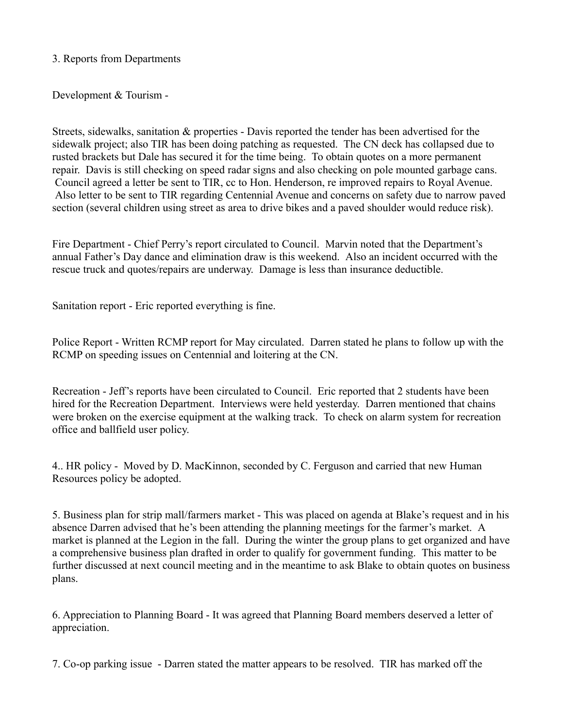3. Reports from Departments

Development & Tourism -

Streets, sidewalks, sanitation & properties - Davis reported the tender has been advertised for the sidewalk project; also TIR has been doing patching as requested. The CN deck has collapsed due to rusted brackets but Dale has secured it for the time being. To obtain quotes on a more permanent repair. Davis is still checking on speed radar signs and also checking on pole mounted garbage cans. Council agreed a letter be sent to TIR, cc to Hon. Henderson, re improved repairs to Royal Avenue. Also letter to be sent to TIR regarding Centennial Avenue and concerns on safety due to narrow paved section (several children using street as area to drive bikes and a paved shoulder would reduce risk).

Fire Department - Chief Perry's report circulated to Council. Marvin noted that the Department's annual Father's Day dance and elimination draw is this weekend. Also an incident occurred with the rescue truck and quotes/repairs are underway. Damage is less than insurance deductible.

Sanitation report - Eric reported everything is fine.

Police Report - Written RCMP report for May circulated. Darren stated he plans to follow up with the RCMP on speeding issues on Centennial and loitering at the CN.

Recreation - Jeff's reports have been circulated to Council. Eric reported that 2 students have been hired for the Recreation Department. Interviews were held yesterday. Darren mentioned that chains were broken on the exercise equipment at the walking track. To check on alarm system for recreation office and ballfield user policy.

4.. HR policy - Moved by D. MacKinnon, seconded by C. Ferguson and carried that new Human Resources policy be adopted.

5. Business plan for strip mall/farmers market - This was placed on agenda at Blake's request and in his absence Darren advised that he's been attending the planning meetings for the farmer's market. A market is planned at the Legion in the fall. During the winter the group plans to get organized and have a comprehensive business plan drafted in order to qualify for government funding. This matter to be further discussed at next council meeting and in the meantime to ask Blake to obtain quotes on business plans.

6. Appreciation to Planning Board - It was agreed that Planning Board members deserved a letter of appreciation.

7. Co-op parking issue - Darren stated the matter appears to be resolved. TIR has marked off the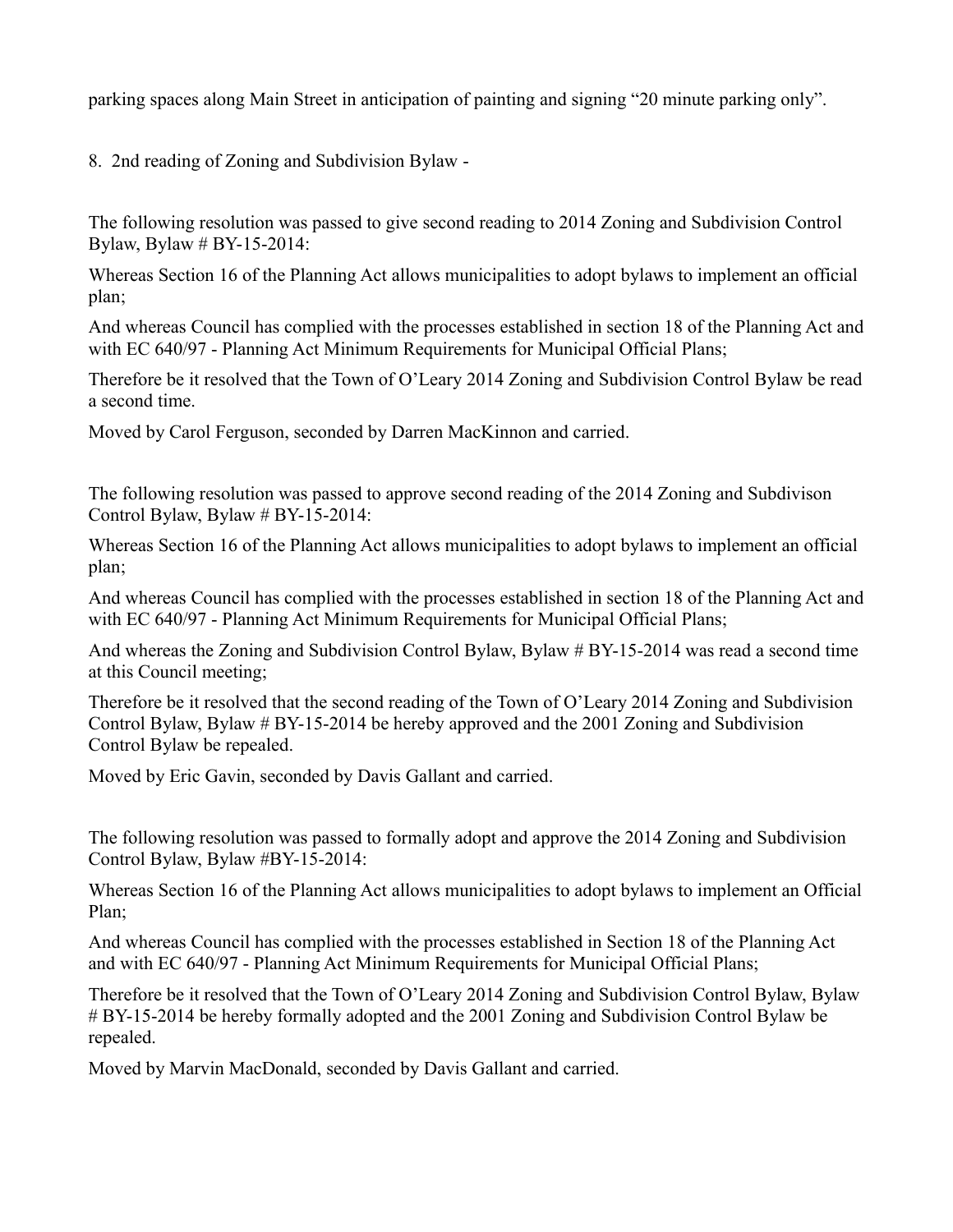parking spaces along Main Street in anticipation of painting and signing “20 minute parking only”.

8. 2nd reading of Zoning and Subdivision Bylaw -

The following resolution was passed to give second reading to 2014 Zoning and Subdivision Control Bylaw, Bylaw # BY-15-2014:

Whereas Section 16 of the Planning Act allows municipalities to adopt bylaws to implement an official plan;

And whereas Council has complied with the processes established in section 18 of the Planning Act and with EC 640/97 - Planning Act Minimum Requirements for Municipal Official Plans;

Therefore be it resolved that the Town of O’Leary 2014 Zoning and Subdivision Control Bylaw be read a second time.

Moved by Carol Ferguson, seconded by Darren MacKinnon and carried.

The following resolution was passed to approve second reading of the 2014 Zoning and Subdivison Control Bylaw, Bylaw # BY-15-2014:

Whereas Section 16 of the Planning Act allows municipalities to adopt bylaws to implement an official plan;

And whereas Council has complied with the processes established in section 18 of the Planning Act and with EC 640/97 - Planning Act Minimum Requirements for Municipal Official Plans;

And whereas the Zoning and Subdivision Control Bylaw, Bylaw # BY-15-2014 was read a second time at this Council meeting;

Therefore be it resolved that the second reading of the Town of O’Leary 2014 Zoning and Subdivision Control Bylaw, Bylaw # BY-15-2014 be hereby approved and the 2001 Zoning and Subdivision Control Bylaw be repealed.

Moved by Eric Gavin, seconded by Davis Gallant and carried.

The following resolution was passed to formally adopt and approve the 2014 Zoning and Subdivision Control Bylaw, Bylaw #BY-15-2014:

Whereas Section 16 of the Planning Act allows municipalities to adopt bylaws to implement an Official Plan;

And whereas Council has complied with the processes established in Section 18 of the Planning Act and with EC 640/97 - Planning Act Minimum Requirements for Municipal Official Plans;

Therefore be it resolved that the Town of O’Leary 2014 Zoning and Subdivision Control Bylaw, Bylaw # BY-15-2014 be hereby formally adopted and the 2001 Zoning and Subdivision Control Bylaw be repealed.

Moved by Marvin MacDonald, seconded by Davis Gallant and carried.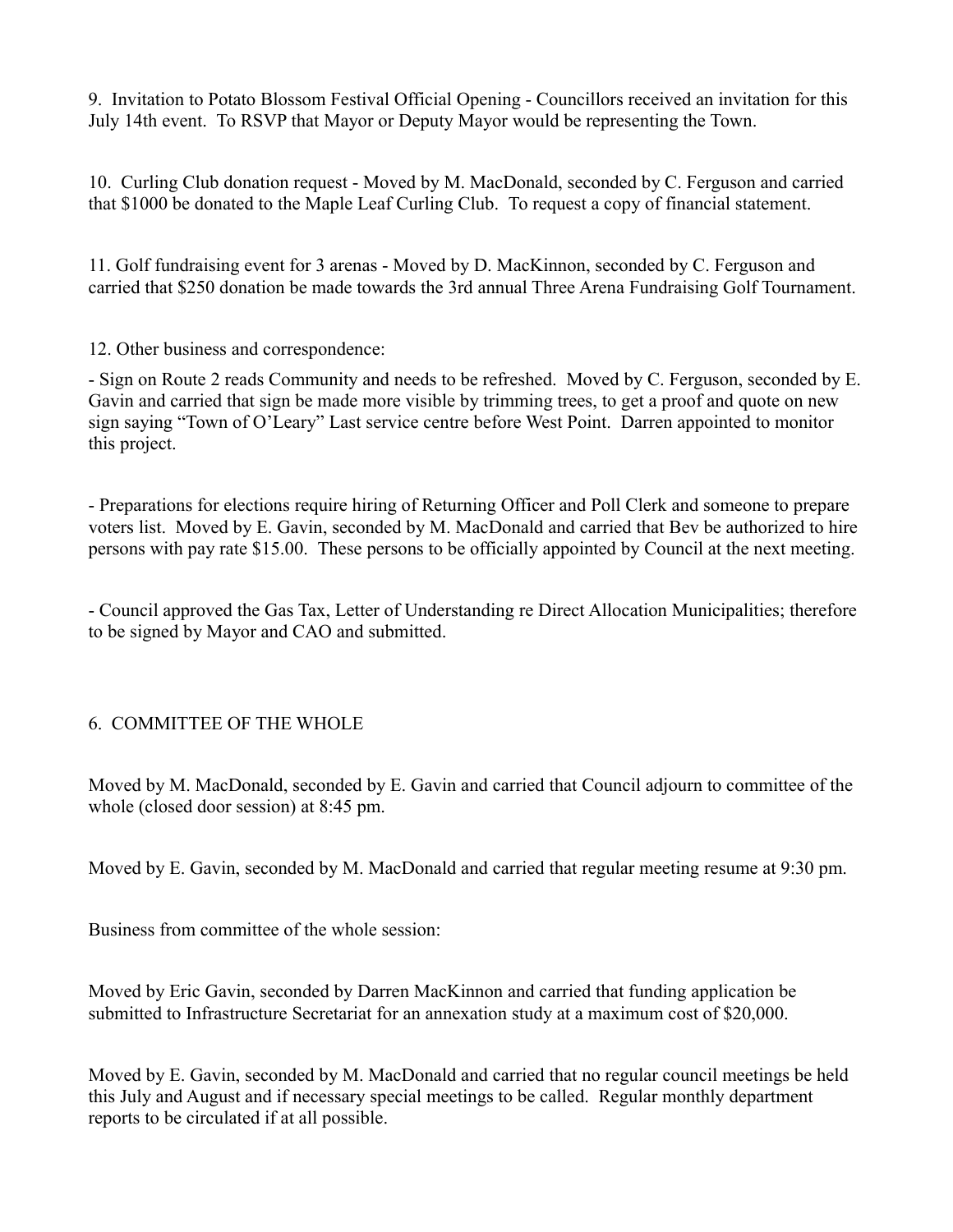9. Invitation to Potato Blossom Festival Official Opening - Councillors received an invitation for this July 14th event. To RSVP that Mayor or Deputy Mayor would be representing the Town.

10. Curling Club donation request - Moved by M. MacDonald, seconded by C. Ferguson and carried that $1000 be donated to the Maple Leaf Curling Club. To request a copy of financial statement.

11. Golf fundraising event for 3 arenas - Moved by D. MacKinnon, seconded by C. Ferguson and carried that $250 donation be made towards the 3rd annual Three Arena Fundraising Golf Tournament.

12. Other business and correspondence:

- Sign on Route 2 reads Community and needs to be refreshed. Moved by C. Ferguson, seconded by E. Gavin and carried that sign be made more visible by trimming trees, to get a proof and quote on new sign saying "Town of O'Leary" Last service centre before West Point. Darren appointed to monitor this project.

- Preparations for elections require hiring of Returning Officer and Poll Clerk and someone to prepare voters list. Moved by E. Gavin, seconded by M. MacDonald and carried that Bev be authorized to hire persons with pay rate $15.00. These persons to be officially appointed by Council at the next meeting.

- Council approved the Gas Tax, Letter of Understanding re Direct Allocation Municipalities; therefore to be signed by Mayor and CAO and submitted.

## 6. COMMITTEE OF THE WHOLE

Moved by M. MacDonald, seconded by E. Gavin and carried that Council adjourn to committee of the whole (closed door session) at 8:45 pm.

Moved by E. Gavin, seconded by M. MacDonald and carried that regular meeting resume at 9:30 pm.

Business from committee of the whole session:

Moved by Eric Gavin, seconded by Darren MacKinnon and carried that funding application be submitted to Infrastructure Secretariat for an annexation study at a maximum cost of $20,000.

Moved by E. Gavin, seconded by M. MacDonald and carried that no regular council meetings be held this July and August and if necessary special meetings to be called. Regular monthly department reports to be circulated if at all possible.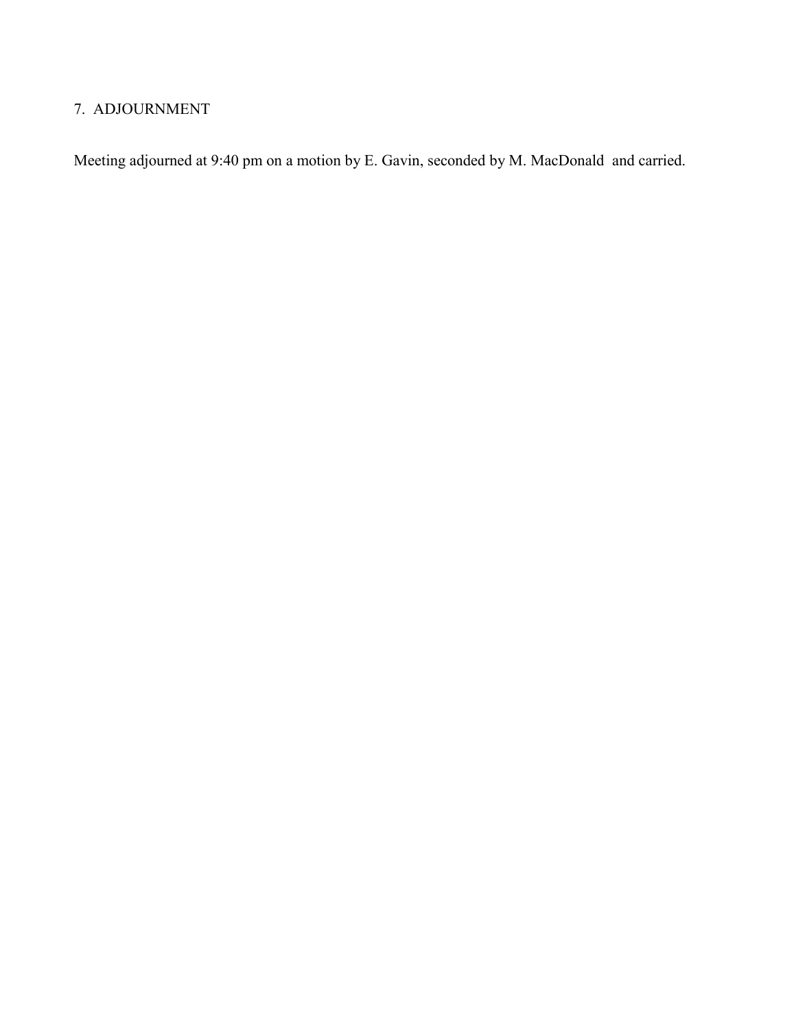7. ADJOURNMENT

Meeting adjourned at 9:40 pm on a motion by E. Gavin, seconded by M. MacDonald and carried.